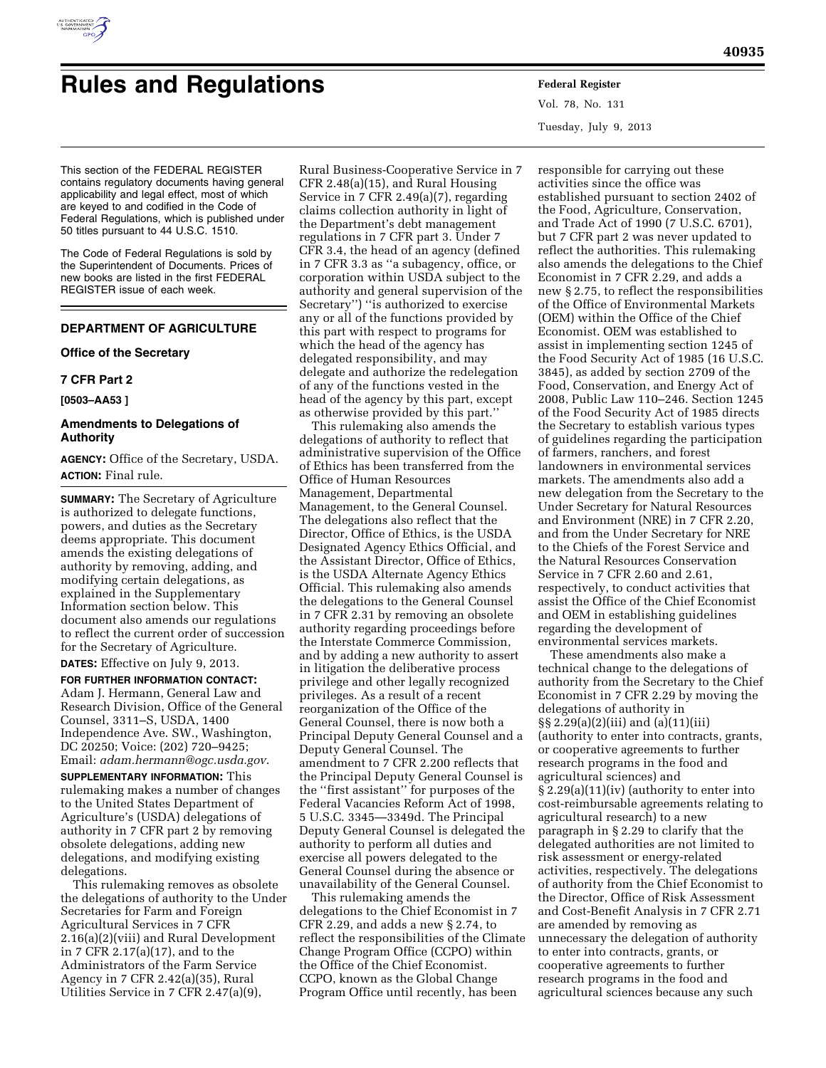# Rules and Regulations

This section of the FEDERAL REGISTER contains regulatory documents having general applicability and legal effect, most of which are keyed to and codified in the Code of Federal Regulations, which is published under 50 titles pursuant to 44 U.S.C. 1510.

The Code of Federal Regulations is sold by the Superintendent of Documents. Prices of new books are listed in the first FEDERAL REGISTER issue of each week.

## DEPARTMENT OF AGRICULTURE

### Office of the Secretary

### 7 CFR Part 2

**[0503–AA53 ]**

### Amendments to Delegations of Authority

**AGENCY:** Office of the Secretary, USDA.

**ACTION:** Final rule.

**SUMMARY:** The Secretary of Agriculture is authorized to delegate functions, powers, and duties as the Secretary deems appropriate. This document amends the existing delegations of authority by removing, adding, and modifying certain delegations, as explained in the Supplementary Information section below. This document also amends our regulations to reflect the current order of succession for the Secretary of Agriculture.

**DATES:** Effective on July 9, 2013.

**FOR FURTHER INFORMATION CONTACT:** Adam J. Hermann, General Law and Research Division, Office of the General Counsel, 3311–S, USDA, 1400 Independence Ave. SW., Washington, DC 20250; Voice: (202) 720–9425; Email: *adam.hermann@ogc.usda.gov*.

**SUPPLEMENTARY INFORMATION:** This rulemaking makes a number of changes to the United States Department of Agriculture's (USDA) delegations of authority in 7 CFR part 2 by removing obsolete delegations, adding new delegations, and modifying existing delegations.

This rulemaking removes as obsolete the delegations of authority to the Under Secretaries for Farm and Foreign Agricultural Services in 7 CFR 2.16(a)(2)(viii) and Rural Development in 7 CFR 2.17(a)(17), and to the Administrators of the Farm Service Agency in 7 CFR 2.42(a)(35), Rural Utilities Service in 7 CFR 2.47(a)(9), Rural Business-Cooperative Service in 7 CFR 2.48(a)(15), and Rural Housing Service in 7 CFR 2.49(a)(7), regarding claims collection authority in light of the Department's debt management regulations in 7 CFR part 3. Under 7 CFR 3.4, the head of an agency (defined in 7 CFR 3.3 as ''a subagency, office, or corporation within USDA subject to the authority and general supervision of the Secretary'') ''is authorized to exercise any or all of the functions provided by this part with respect to programs for which the head of the agency has delegated responsibility, and may delegate and authorize the redelegation of any of the functions vested in the head of the agency by this part, except as otherwise provided by this part.''

This rulemaking also amends the delegations of authority to reflect that administrative supervision of the Office of Ethics has been transferred from the Office of Human Resources Management, Departmental Management, to the General Counsel. The delegations also reflect that the Director, Office of Ethics, is the USDA Designated Agency Ethics Official, and the Assistant Director, Office of Ethics, is the USDA Alternate Agency Ethics Official. This rulemaking also amends the delegations to the General Counsel in 7 CFR 2.31 by removing an obsolete authority regarding proceedings before the Interstate Commerce Commission, and by adding a new authority to assert in litigation the deliberative process privilege and other legally recognized privileges. As a result of a recent reorganization of the Office of the General Counsel, there is now both a Principal Deputy General Counsel and a Deputy General Counsel. The amendment to 7 CFR 2.200 reflects that the Principal Deputy General Counsel is the ''first assistant'' for purposes of the Federal Vacancies Reform Act of 1998, 5 U.S.C. 3345—3349d. The Principal Deputy General Counsel is delegated the authority to perform all duties and exercise all powers delegated to the General Counsel during the absence or unavailability of the General Counsel.

This rulemaking amends the delegations to the Chief Economist in 7 CFR 2.29, and adds a new § 2.74, to reflect the responsibilities of the Climate Change Program Office (CCPO) within the Office of the Chief Economist. CCPO, known as the Global Change Program Office until recently, has been responsible for carrying out these activities since the office was established pursuant to section 2402 of the Food, Agriculture, Conservation, and Trade Act of 1990 (7 U.S.C. 6701), but 7 CFR part 2 was never updated to reflect the authorities. This rulemaking also amends the delegations to the Chief Economist in 7 CFR 2.29, and adds a new § 2.75, to reflect the responsibilities of the Office of Environmental Markets (OEM) within the Office of the Chief Economist. OEM was established to assist in implementing section 1245 of the Food Security Act of 1985 (16 U.S.C. 3845), as added by section 2709 of the Food, Conservation, and Energy Act of 2008, Public Law 110–246. Section 1245 of the Food Security Act of 1985 directs the Secretary to establish various types of guidelines regarding the participation of farmers, ranchers, and forest landowners in environmental services markets. The amendments also add a new delegation from the Secretary to the Under Secretary for Natural Resources and Environment (NRE) in 7 CFR 2.20, and from the Under Secretary for NRE to the Chiefs of the Forest Service and the Natural Resources Conservation Service in 7 CFR 2.60 and 2.61, respectively, to conduct activities that assist the Office of the Chief Economist and OEM in establishing guidelines regarding the development of environmental services markets.

These amendments also make a technical change to the delegations of authority from the Secretary to the Chief Economist in 7 CFR 2.29 by moving the delegations of authority in §§ 2.29(a)(2)(iii) and (a)(11)(iii) (authority to enter into contracts, grants, or cooperative agreements to further research programs in the food and agricultural sciences) and § 2.29(a)(11)(iv) (authority to enter into cost-reimbursable agreements relating to agricultural research) to a new paragraph in § 2.29 to clarify that the delegated authorities are not limited to risk assessment or energy-related activities, respectively. The delegations of authority from the Chief Economist to the Director, Office of Risk Assessment and Cost-Benefit Analysis in 7 CFR 2.71 are amended by removing as unnecessary the delegation of authority to enter into contracts, grants, or cooperative agreements to further research programs in the food and agricultural sciences because any such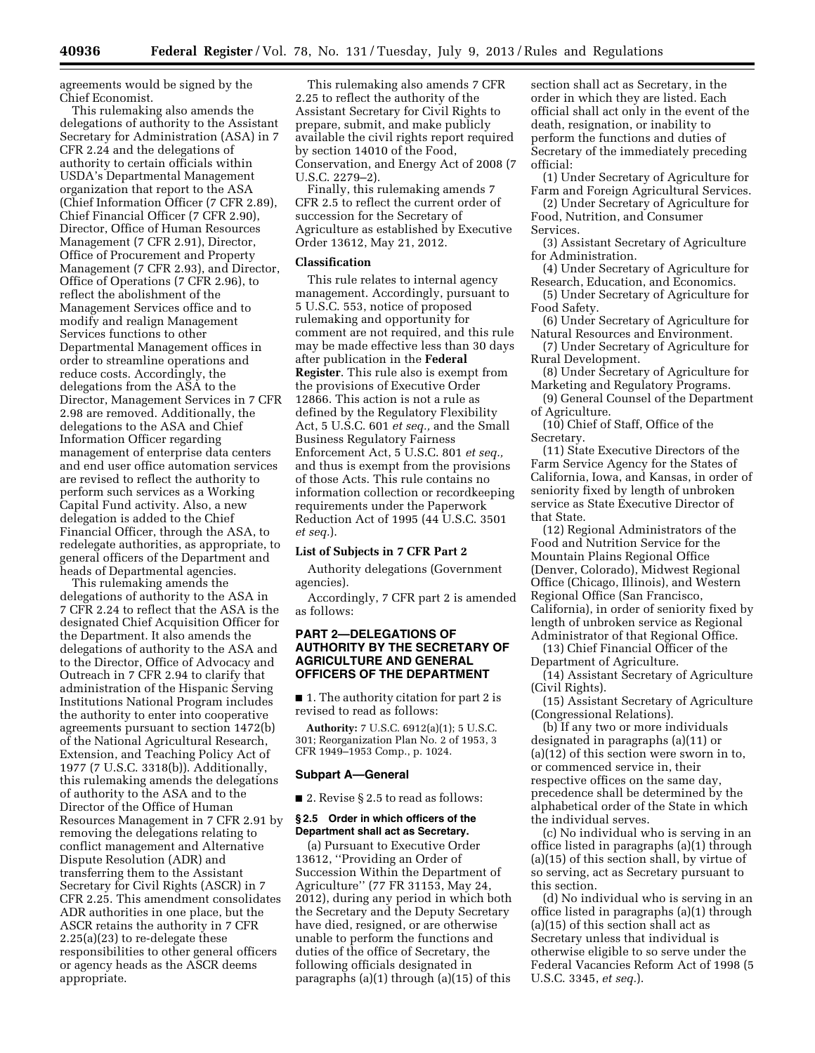agreements would be signed by the Chief Economist.

This rulemaking also amends the delegations of authority to the Assistant Secretary for Administration (ASA) in 7 CFR 2.24 and the delegations of authority to certain officials within USDA's Departmental Management organization that report to the ASA (Chief Information Officer (7 CFR 2.89), Chief Financial Officer (7 CFR 2.90), Director, Office of Human Resources Management (7 CFR 2.91), Director, Office of Procurement and Property Management (7 CFR 2.93), and Director, Office of Operations (7 CFR 2.96), to reflect the abolishment of the Management Services office and to modify and realign Management Services functions to other Departmental Management offices in order to streamline operations and reduce costs. Accordingly, the delegations from the ASA to the Director, Management Services in 7 CFR 2.98 are removed. Additionally, the delegations to the ASA and Chief Information Officer regarding management of enterprise data centers and end user office automation services are revised to reflect the authority to perform such services as a Working Capital Fund activity. Also, a new delegation is added to the Chief Financial Officer, through the ASA, to redelegate authorities, as appropriate, to general officers of the Department and heads of Departmental agencies.

This rulemaking amends the delegations of authority to the ASA in 7 CFR 2.24 to reflect that the ASA is the designated Chief Acquisition Officer for the Department. It also amends the delegations of authority to the ASA and to the Director, Office of Advocacy and Outreach in 7 CFR 2.94 to clarify that administration of the Hispanic Serving Institutions National Program includes the authority to enter into cooperative agreements pursuant to section 1472(b) of the National Agricultural Research, Extension, and Teaching Policy Act of 1977 (7 U.S.C. 3318(b)). Additionally, this rulemaking amends the delegations of authority to the ASA and to the Director of the Office of Human Resources Management in 7 CFR 2.91 by removing the delegations relating to conflict management and Alternative Dispute Resolution (ADR) and transferring them to the Assistant Secretary for Civil Rights (ASCR) in 7 CFR 2.25. This amendment consolidates ADR authorities in one place, but the ASCR retains the authority in 7 CFR 2.25(a)(23) to re-delegate these responsibilities to other general officers or agency heads as the ASCR deems appropriate.

This rulemaking also amends 7 CFR 2.25 to reflect the authority of the Assistant Secretary for Civil Rights to prepare, submit, and make publicly available the civil rights report required by section 14010 of the Food, Conservation, and Energy Act of 2008 (7 U.S.C. 2279–2).

Finally, this rulemaking amends 7 CFR 2.5 to reflect the current order of succession for the Secretary of Agriculture as established by Executive Order 13612, May 21, 2012.

**Classification**

This rule relates to internal agency management. Accordingly, pursuant to 5 U.S.C. 553, notice of proposed rulemaking and opportunity for comment are not required, and this rule may be made effective less than 30 days after publication in the **Federal Register**. This rule also is exempt from the provisions of Executive Order 12866. This action is not a rule as defined by the Regulatory Flexibility Act, 5 U.S.C. 601 *et seq.,* and the Small Business Regulatory Fairness Enforcement Act, 5 U.S.C. 801 *et seq.,* and thus is exempt from the provisions of those Acts. This rule contains no information collection or recordkeeping requirements under the Paperwork Reduction Act of 1995 (44 U.S.C. 3501 *et seq.*).

**List of Subjects in 7 CFR Part 2**

Authority delegations (Government agencies).

Accordingly, 7 CFR part 2 is amended as follows:

## PART 2—DELEGATIONS OF AUTHORITY BY THE SECRETARY OF AGRICULTURE AND GENERAL OFFICERS OF THE DEPARTMENT

■ 1. The authority citation for part 2 is revised to read as follows:

**Authority:** 7 U.S.C. 6912(a)(1); 5 U.S.C. 301; Reorganization Plan No. 2 of 1953, 3 CFR 1949–1953 Comp., p. 1024.

### Subpart A—General

■ 2. Revise § 2.5 to read as follows:

**§ 2.5 Order in which officers of the Department shall act as Secretary.**

(a) Pursuant to Executive Order 13612, "Providing an Order of Succession Within the Department of Agriculture" (77 FR 31153, May 24, 2012), during any period in which both the Secretary and the Deputy Secretary have died, resigned, or are otherwise unable to perform the functions and duties of the office of Secretary, the following officials designated in paragraphs (a)(1) through (a)(15) of this section shall act as Secretary, in the order in which they are listed. Each official shall act only in the event of the death, resignation, or inability to perform the functions and duties of Secretary of the immediately preceding official:

(1) Under Secretary of Agriculture for Farm and Foreign Agricultural Services.

(2) Under Secretary of Agriculture for Food, Nutrition, and Consumer Services.

(3) Assistant Secretary of Agriculture for Administration.

(4) Under Secretary of Agriculture for Research, Education, and Economics.

(5) Under Secretary of Agriculture for Food Safety.

(6) Under Secretary of Agriculture for Natural Resources and Environment.

(7) Under Secretary of Agriculture for Rural Development.

(8) Under Secretary of Agriculture for Marketing and Regulatory Programs.

(9) General Counsel of the Department of Agriculture.

(10) Chief of Staff, Office of the Secretary.

(11) State Executive Directors of the Farm Service Agency for the States of California, Iowa, and Kansas, in order of seniority fixed by length of unbroken service as State Executive Director of that State.

(12) Regional Administrators of the Food and Nutrition Service for the Mountain Plains Regional Office (Denver, Colorado), Midwest Regional Office (Chicago, Illinois), and Western Regional Office (San Francisco, California), in order of seniority fixed by length of unbroken service as Regional Administrator of that Regional Office.

(13) Chief Financial Officer of the Department of Agriculture.

(14) Assistant Secretary of Agriculture (Civil Rights).

(15) Assistant Secretary of Agriculture (Congressional Relations).

(b) If any two or more individuals designated in paragraphs (a)(11) or (a)(12) of this section were sworn in to, or commenced service in, their respective offices on the same day, precedence shall be determined by the alphabetical order of the State in which the individual serves.

(c) No individual who is serving in an office listed in paragraphs (a)(1) through (a)(15) of this section shall, by virtue of so serving, act as Secretary pursuant to this section.

(d) No individual who is serving in an office listed in paragraphs (a)(1) through (a)(15) of this section shall act as Secretary unless that individual is otherwise eligible to so serve under the Federal Vacancies Reform Act of 1998 (5 U.S.C. 3345, *et seq.*).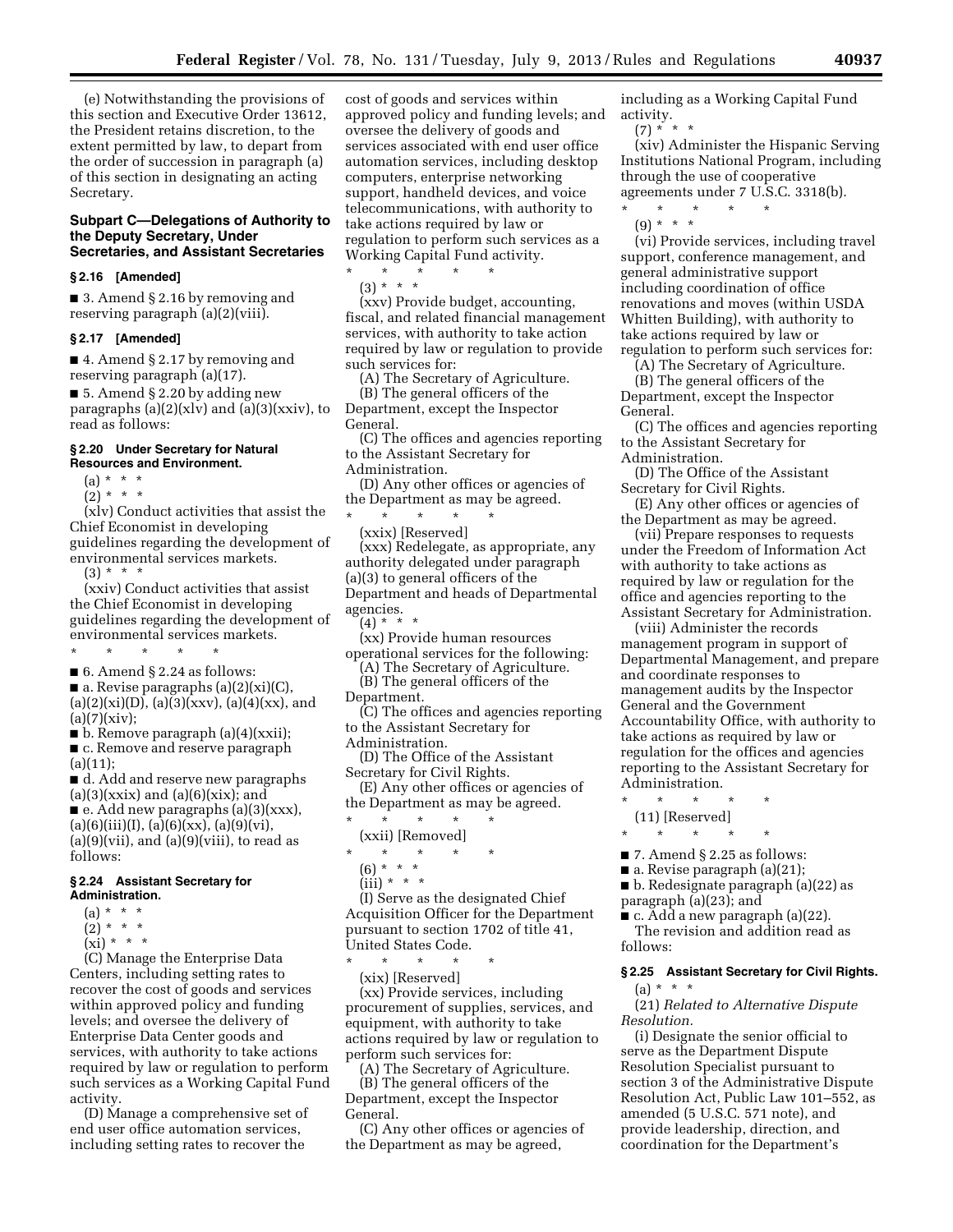(e) Notwithstanding the provisions of this section and Executive Order 13612, the President retains discretion, to the extent permitted by law, to depart from the order of succession in paragraph (a) of this section in designating an acting Secretary.

### Subpart C—Delegations of Authority to the Deputy Secretary, Under Secretaries, and Assistant Secretaries

#### § 2.16 [Amended]

■ 3. Amend § 2.16 by removing and reserving paragraph (a)(2)(viii).

#### § 2.17 [Amended]

■ 4. Amend § 2.17 by removing and reserving paragraph (a)(17).

■ 5. Amend § 2.20 by adding new paragraphs (a)(2)(xlv) and (a)(3)(xxiv), to read as follows:

#### § 2.20 Under Secretary for Natural Resources and Environment.

(a) * * *

(2) * * *

(xlv) Conduct activities that assist the Chief Economist in developing guidelines regarding the development of environmental services markets.

(3) * * *

(xxiv) Conduct activities that assist the Chief Economist in developing guidelines regarding the development of environmental services markets.

\* \* \* \* \*

■ 6. Amend § 2.24 as follows:

■ a. Revise paragraphs (a)(2)(xi)(C), (a)(2)(xi)(D), (a)(3)(xxv), (a)(4)(xx), and (a)(7)(xiv);

■ b. Remove paragraph (a)(4)(xxii);

■ c. Remove and reserve paragraph (a)(11);

■ d. Add and reserve new paragraphs (a)(3)(xxix) and (a)(6)(xix); and

■ e. Add new paragraphs (a)(3)(xxx), (a)(6)(iii)(I), (a)(6)(xx), (a)(9)(vi), (a)(9)(vii), and (a)(9)(viii), to read as follows:

#### § 2.24 Assistant Secretary for Administration.

(a) * * *

(2) * * *

(xi) * * *

(C) Manage the Enterprise Data Centers, including setting rates to recover the cost of goods and services within approved policy and funding levels; and oversee the delivery of Enterprise Data Center goods and services, with authority to take actions required by law or regulation to perform such services as a Working Capital Fund activity.

(D) Manage a comprehensive set of end user office automation services, including setting rates to recover the cost of goods and services within approved policy and funding levels; and oversee the delivery of goods and services associated with end user office automation services, including desktop computers, enterprise networking support, handheld devices, and voice telecommunications, with authority to take actions required by law or regulation to perform such services as a Working Capital Fund activity.

\* \* \* \* \*

(3) * * *

(xxv) Provide budget, accounting, fiscal, and related financial management services, with authority to take action required by law or regulation to provide such services for:

(A) The Secretary of Agriculture.

(B) The general officers of the Department, except the Inspector General.

(C) The offices and agencies reporting to the Assistant Secretary for Administration.

(D) Any other offices or agencies of the Department as may be agreed.

\* \* \* \* \*

(xxix) [Reserved]

(xxx) Redelegate, as appropriate, any authority delegated under paragraph (a)(3) to general officers of the Department and heads of Departmental agencies.

(4) * * *

(xx) Provide human resources operational services for the following:

(A) The Secretary of Agriculture.

(B) The general officers of the Department.

(C) The offices and agencies reporting to the Assistant Secretary for Administration.

(D) The Office of the Assistant Secretary for Civil Rights.

(E) Any other offices or agencies of the Department as may be agreed.

\* \* \* \* \*

(xxii) [Removed]

\* \* \* \* \*

(6) * * *

(iii) * * *

(I) Serve as the designated Chief Acquisition Officer for the Department pursuant to section 1702 of title 41, United States Code.

\* \* \* \* \*

(xix) [Reserved]

(xx) Provide services, including procurement of supplies, services, and equipment, with authority to take actions required by law or regulation to perform such services for:

(A) The Secretary of Agriculture.

(B) The general officers of the Department, except the Inspector General.

(C) Any other offices or agencies of the Department as may be agreed, including as a Working Capital Fund activity.

(7) * * *

(xiv) Administer the Hispanic Serving Institutions National Program, including through the use of cooperative agreements under 7 U.S.C. 3318(b).

\* \* \* \* \*

(9) * * *

(vi) Provide services, including travel support, conference management, and general administrative support including coordination of office renovations and moves (within USDA Whitten Building), with authority to take actions required by law or regulation to perform such services for:

(A) The Secretary of Agriculture.

(B) The general officers of the Department, except the Inspector General.

(C) The offices and agencies reporting to the Assistant Secretary for Administration.

(D) The Office of the Assistant Secretary for Civil Rights.

(E) Any other offices or agencies of the Department as may be agreed.

(vii) Prepare responses to requests under the Freedom of Information Act with authority to take actions as required by law or regulation for the office and agencies reporting to the Assistant Secretary for Administration.

(viii) Administer the records management program in support of Departmental Management, and prepare and coordinate responses to management audits by the Inspector General and the Government Accountability Office, with authority to take actions as required by law or regulation for the offices and agencies reporting to the Assistant Secretary for Administration.

\* \* \* \* \*

(11) [Reserved]

\* \* \* \* \*

■ 7. Amend § 2.25 as follows:

■ a. Revise paragraph (a)(21);

■ b. Redesignate paragraph (a)(22) as paragraph (a)(23); and

■ c. Add a new paragraph (a)(22).

The revision and addition read as follows:

#### § 2.25 Assistant Secretary for Civil Rights.

(a) * * *

(21) *Related to Alternative Dispute Resolution.*

(i) Designate the senior official to serve as the Department Dispute Resolution Specialist pursuant to section 3 of the Administrative Dispute Resolution Act, Public Law 101–552, as amended (5 U.S.C. 571 note), and provide leadership, direction, and coordination for the Department's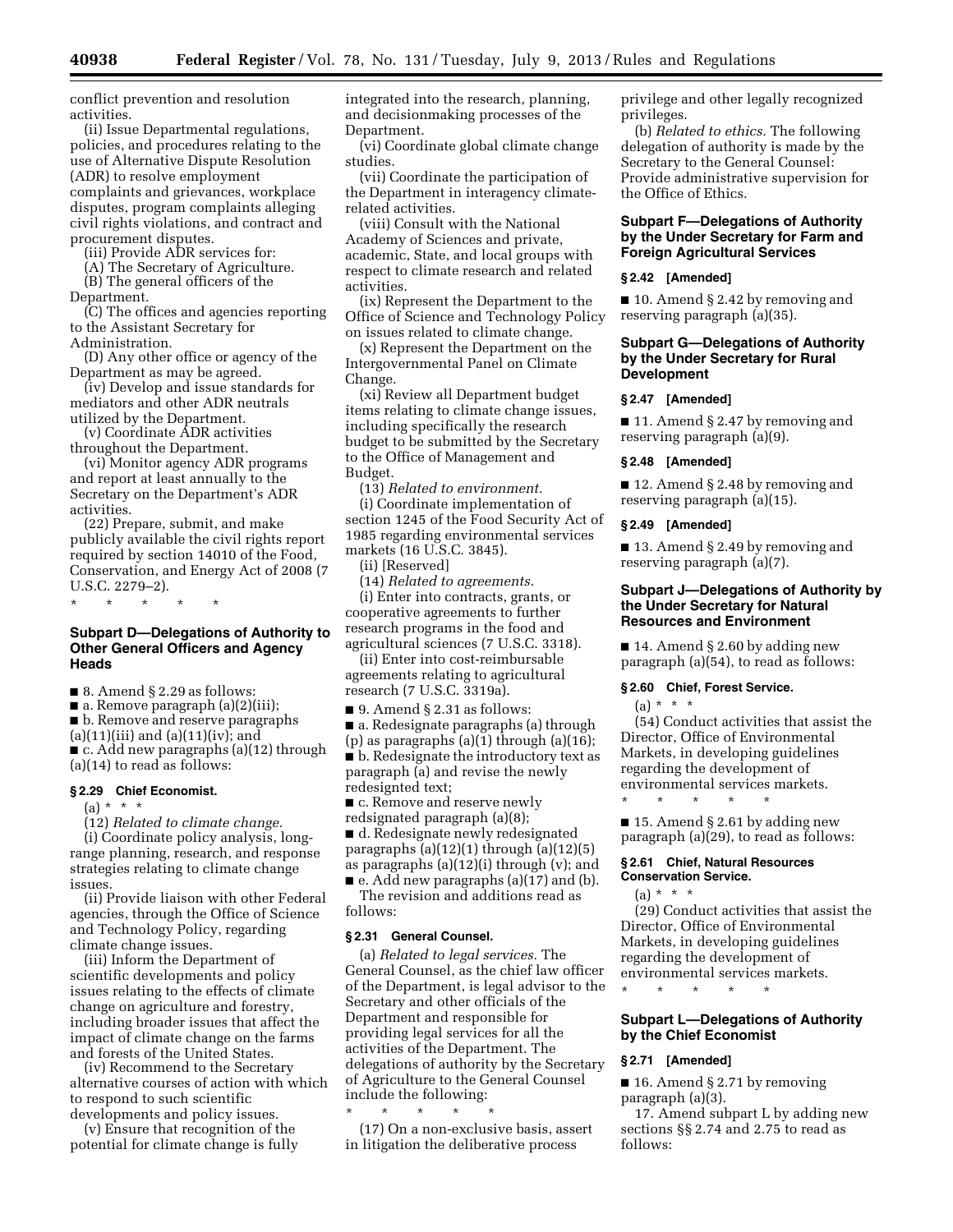conflict prevention and resolution activities.

(ii) Issue Departmental regulations, policies, and procedures relating to the use of Alternative Dispute Resolution (ADR) to resolve employment complaints and grievances, workplace disputes, program complaints alleging civil rights violations, and contract and procurement disputes.

(iii) Provide ADR services for:

(A) The Secretary of Agriculture.

(B) The general officers of the Department.

(C) The offices and agencies reporting to the Assistant Secretary for Administration.

(D) Any other office or agency of the Department as may be agreed.

(iv) Develop and issue standards for mediators and other ADR neutrals utilized by the Department.

(v) Coordinate ADR activities throughout the Department.

(vi) Monitor agency ADR programs and report at least annually to the Secretary on the Department's ADR activities.

(22) Prepare, submit, and make publicly available the civil rights report required by section 14010 of the Food, Conservation, and Energy Act of 2008 (7 U.S.C. 2279–2).

\* \* \* \* \*

## Subpart D—Delegations of Authority to Other General Officers and Agency Heads

■ 8. Amend § 2.29 as follows:

■ a. Remove paragraph (a)(2)(iii);

■ b. Remove and reserve paragraphs (a)(11)(iii) and (a)(11)(iv); and

■ c. Add new paragraphs (a)(12) through (a)(14) to read as follows:

### § 2.29 Chief Economist.

(a) \* \* \*

(12) *Related to climate change.*

(i) Coordinate policy analysis, long-range planning, research, and response strategies relating to climate change issues.

(ii) Provide liaison with other Federal agencies, through the Office of Science and Technology Policy, regarding climate change issues.

(iii) Inform the Department of scientific developments and policy issues relating to the effects of climate change on agriculture and forestry, including broader issues that affect the impact of climate change on the farms and forests of the United States.

(iv) Recommend to the Secretary alternative courses of action with which to respond to such scientific developments and policy issues.

(v) Ensure that recognition of the potential for climate change is fully integrated into the research, planning, and decisionmaking processes of the Department.

(vi) Coordinate global climate change studies.

(vii) Coordinate the participation of the Department in interagency climate-related activities.

(viii) Consult with the National Academy of Sciences and private, academic, State, and local groups with respect to climate research and related activities.

(ix) Represent the Department to the Office of Science and Technology Policy on issues related to climate change.

(x) Represent the Department on the Intergovernmental Panel on Climate Change.

(xi) Review all Department budget items relating to climate change issues, including specifically the research budget to be submitted by the Secretary to the Office of Management and Budget.

(13) *Related to environment.*

(i) Coordinate implementation of section 1245 of the Food Security Act of 1985 regarding environmental services markets (16 U.S.C. 3845).

(ii) [Reserved]

(14) *Related to agreements.*

(i) Enter into contracts, grants, or cooperative agreements to further research programs in the food and agricultural sciences (7 U.S.C. 3318).

(ii) Enter into cost-reimbursable agreements relating to agricultural research (7 U.S.C. 3319a).

■ 9. Amend § 2.31 as follows:

■ a. Redesignate paragraphs (a) through (p) as paragraphs (a)(1) through (a)(16);

■ b. Redesignate the introductory text as paragraph (a) and revise the newly redesignted text;

■ c. Remove and reserve newly redsignated paragraph (a)(8);

■ d. Redesignate newly redesignated paragraphs (a)(12)(1) through (a)(12)(5) as paragraphs (a)(12)(i) through (v); and

■ e. Add new paragraphs (a)(17) and (b).

The revision and additions read as follows:

### § 2.31 General Counsel.

(a) *Related to legal services.* The General Counsel, as the chief law officer of the Department, is legal advisor to the Secretary and other officials of the Department and responsible for providing legal services for all the activities of the Department. The delegations of authority by the Secretary of Agriculture to the General Counsel include the following:

\* \* \* \* \*

(17) On a non-exclusive basis, assert in litigation the deliberative process privilege and other legally recognized privileges.

(b) *Related to ethics.* The following delegation of authority is made by the Secretary to the General Counsel: Provide administrative supervision for the Office of Ethics.

## Subpart F—Delegations of Authority by the Under Secretary for Farm and Foreign Agricultural Services

### § 2.42 [Amended]

■ 10. Amend § 2.42 by removing and reserving paragraph (a)(35).

## Subpart G—Delegations of Authority by the Under Secretary for Rural Development

### § 2.47 [Amended]

■ 11. Amend § 2.47 by removing and reserving paragraph (a)(9).

### § 2.48 [Amended]

■ 12. Amend § 2.48 by removing and reserving paragraph (a)(15).

### § 2.49 [Amended]

■ 13. Amend § 2.49 by removing and reserving paragraph (a)(7).

## Subpart J—Delegations of Authority by the Under Secretary for Natural Resources and Environment

■ 14. Amend § 2.60 by adding new paragraph (a)(54), to read as follows:

### § 2.60 Chief, Forest Service.

(a) \* \* \*

(54) Conduct activities that assist the Director, Office of Environmental Markets, in developing guidelines regarding the development of environmental services markets.

\* \* \* \* \*

■ 15. Amend § 2.61 by adding new paragraph (a)(29), to read as follows:

### § 2.61 Chief, Natural Resources Conservation Service.

(a) \* \* \*

(29) Conduct activities that assist the Director, Office of Environmental Markets, in developing guidelines regarding the development of environmental services markets.

\* \* \* \* \*

## Subpart L—Delegations of Authority by the Chief Economist

### § 2.71 [Amended]

■ 16. Amend § 2.71 by removing paragraph (a)(3).

17. Amend subpart L by adding new sections §§ 2.74 and 2.75 to read as follows: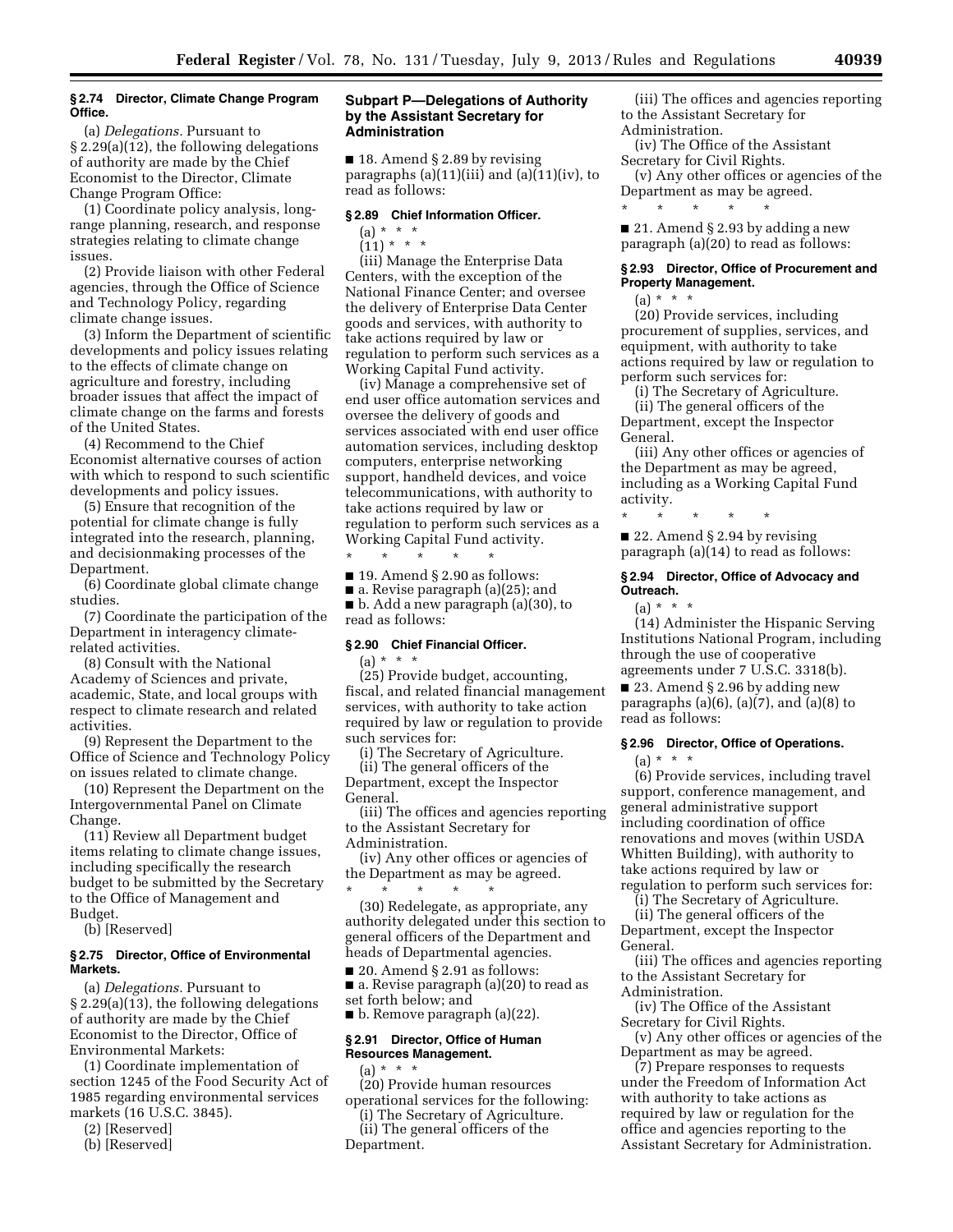### § 2.74 Director, Climate Change Program Office.

(a) *Delegations.* Pursuant to § 2.29(a)(12), the following delegations of authority are made by the Chief Economist to the Director, Climate Change Program Office:

(1) Coordinate policy analysis, long-range planning, research, and response strategies relating to climate change issues.

(2) Provide liaison with other Federal agencies, through the Office of Science and Technology Policy, regarding climate change issues.

(3) Inform the Department of scientific developments and policy issues relating to the effects of climate change on agriculture and forestry, including broader issues that affect the impact of climate change on the farms and forests of the United States.

(4) Recommend to the Chief Economist alternative courses of action with which to respond to such scientific developments and policy issues.

(5) Ensure that recognition of the potential for climate change is fully integrated into the research, planning, and decisionmaking processes of the Department.

(6) Coordinate global climate change studies.

(7) Coordinate the participation of the Department in interagency climate-related activities.

(8) Consult with the National Academy of Sciences and private, academic, State, and local groups with respect to climate research and related activities.

(9) Represent the Department to the Office of Science and Technology Policy on issues related to climate change.

(10) Represent the Department on the Intergovernmental Panel on Climate Change.

(11) Review all Department budget items relating to climate change issues, including specifically the research budget to be submitted by the Secretary to the Office of Management and Budget.

(b) [Reserved]

### § 2.75 Director, Office of Environmental Markets.

(a) *Delegations.* Pursuant to § 2.29(a)(13), the following delegations of authority are made by the Chief Economist to the Director, Office of Environmental Markets:

(1) Coordinate implementation of section 1245 of the Food Security Act of 1985 regarding environmental services markets (16 U.S.C. 3845).

(2) [Reserved]

(b) [Reserved]

## Subpart P—Delegations of Authority by the Assistant Secretary for Administration

■ 18. Amend § 2.89 by revising paragraphs (a)(11)(iii) and (a)(11)(iv), to read as follows:

### § 2.89 Chief Information Officer.

(a) * * *

(11) * * *

(iii) Manage the Enterprise Data Centers, with the exception of the National Finance Center; and oversee the delivery of Enterprise Data Center goods and services, with authority to take actions required by law or regulation to perform such services as a Working Capital Fund activity.

(iv) Manage a comprehensive set of end user office automation services and oversee the delivery of goods and services associated with end user office automation services, including desktop computers, enterprise networking support, handheld devices, and voice telecommunications, with authority to take actions required by law or regulation to perform such services as a Working Capital Fund activity.

\* \* \* \* \*

■ 19. Amend § 2.90 as follows:

■ a. Revise paragraph (a)(25); and

■ b. Add a new paragraph (a)(30), to read as follows:

### § 2.90 Chief Financial Officer.

(a) * * *

(25) Provide budget, accounting, fiscal, and related financial management services, with authority to take action required by law or regulation to provide such services for:

(i) The Secretary of Agriculture.

(ii) The general officers of the Department, except the Inspector General.

(iii) The offices and agencies reporting to the Assistant Secretary for Administration.

(iv) Any other offices or agencies of the Department as may be agreed.

\* \* \* \* \*

(30) Redelegate, as appropriate, any authority delegated under this section to general officers of the Department and heads of Departmental agencies.

■ 20. Amend § 2.91 as follows:

■ a. Revise paragraph (a)(20) to read as set forth below; and

■ b. Remove paragraph (a)(22).

### § 2.91 Director, Office of Human Resources Management.

(a) * * *

(20) Provide human resources operational services for the following:

(i) The Secretary of Agriculture.

(ii) The general officers of the Department.

(iii) The offices and agencies reporting to the Assistant Secretary for Administration.

(iv) The Office of the Assistant Secretary for Civil Rights.

(v) Any other offices or agencies of the Department as may be agreed.

\* \* \* \* \*

■ 21. Amend § 2.93 by adding a new paragraph (a)(20) to read as follows:

### § 2.93 Director, Office of Procurement and Property Management.

(a) * * *

(20) Provide services, including procurement of supplies, services, and equipment, with authority to take actions required by law or regulation to perform such services for:

(i) The Secretary of Agriculture.

(ii) The general officers of the Department, except the Inspector General.

(iii) Any other offices or agencies of the Department as may be agreed, including as a Working Capital Fund activity.

\* \* \* \* \*

■ 22. Amend § 2.94 by revising paragraph (a)(14) to read as follows:

### § 2.94 Director, Office of Advocacy and Outreach.

(a) * * *

(14) Administer the Hispanic Serving Institutions National Program, including through the use of cooperative agreements under 7 U.S.C. 3318(b).

■ 23. Amend § 2.96 by adding new paragraphs (a)(6), (a)(7), and (a)(8) to read as follows:

### § 2.96 Director, Office of Operations.

(a) * * *

(6) Provide services, including travel support, conference management, and general administrative support including coordination of office renovations and moves (within USDA Whitten Building), with authority to take actions required by law or regulation to perform such services for:

(i) The Secretary of Agriculture.

(ii) The general officers of the Department, except the Inspector General.

(iii) The offices and agencies reporting to the Assistant Secretary for Administration.

(iv) The Office of the Assistant Secretary for Civil Rights.

(v) Any other offices or agencies of the Department as may be agreed.

(7) Prepare responses to requests under the Freedom of Information Act with authority to take actions as required by law or regulation for the office and agencies reporting to the Assistant Secretary for Administration.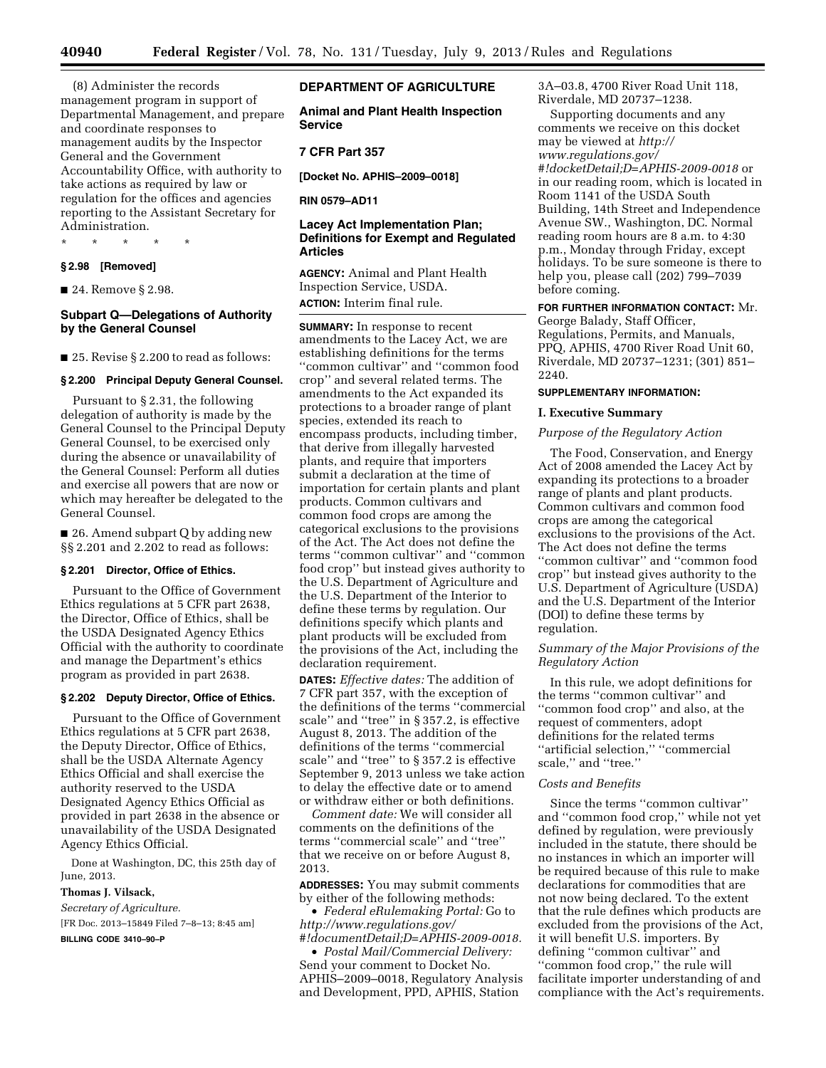(8) Administer the records management program in support of Departmental Management, and prepare and coordinate responses to management audits by the Inspector General and the Government Accountability Office, with authority to take actions as required by law or regulation for the offices and agencies reporting to the Assistant Secretary for Administration.

\* \* \* \* \*

**§ 2.98 [Removed]**

■ 24. Remove § 2.98.

### Subpart Q—Delegations of Authority by the General Counsel

■ 25. Revise § 2.200 to read as follows:

**§ 2.200 Principal Deputy General Counsel.**

Pursuant to § 2.31, the following delegation of authority is made by the General Counsel to the Principal Deputy General Counsel, to be exercised only during the absence or unavailability of the General Counsel: Perform all duties and exercise all powers that are now or which may hereafter be delegated to the General Counsel.

■ 26. Amend subpart Q by adding new §§ 2.201 and 2.202 to read as follows:

**§ 2.201 Director, Office of Ethics.**

Pursuant to the Office of Government Ethics regulations at 5 CFR part 2638, the Director, Office of Ethics, shall be the USDA Designated Agency Ethics Official with the authority to coordinate and manage the Department's ethics program as provided in part 2638.

**§ 2.202 Deputy Director, Office of Ethics.**

Pursuant to the Office of Government Ethics regulations at 5 CFR part 2638, the Deputy Director, Office of Ethics, shall be the USDA Alternate Agency Ethics Official and shall exercise the authority reserved to the USDA Designated Agency Ethics Official as provided in part 2638 in the absence or unavailability of the USDA Designated Agency Ethics Official.

Done at Washington, DC, this 25th day of June, 2013.

**Thomas J. Vilsack,**

*Secretary of Agriculture.*

[FR Doc. 2013–15849 Filed 7–8–13; 8:45 am]

**BILLING CODE 3410–90–P**

## DEPARTMENT OF AGRICULTURE

### Animal and Plant Health Inspection Service

### 7 CFR Part 357

**[Docket No. APHIS–2009–0018]**

**RIN 0579–AD11**

### Lacey Act Implementation Plan; Definitions for Exempt and Regulated Articles

**AGENCY:** Animal and Plant Health Inspection Service, USDA.

**ACTION:** Interim final rule.

**SUMMARY:** In response to recent amendments to the Lacey Act, we are establishing definitions for the terms ''common cultivar'' and ''common food crop'' and several related terms. The amendments to the Act expanded its protections to a broader range of plant species, extended its reach to encompass products, including timber, that derive from illegally harvested plants, and require that importers submit a declaration at the time of importation for certain plants and plant products. Common cultivars and common food crops are among the categorical exclusions to the provisions of the Act. The Act does not define the terms ''common cultivar'' and ''common food crop'' but instead gives authority to the U.S. Department of Agriculture and the U.S. Department of the Interior to define these terms by regulation. Our definitions specify which plants and plant products will be excluded from the provisions of the Act, including the declaration requirement.

**DATES:** *Effective dates:* The addition of 7 CFR part 357, with the exception of the definitions of the terms ''commercial scale'' and ''tree'' in § 357.2, is effective August 8, 2013. The addition of the definitions of the terms ''commercial scale'' and ''tree'' to § 357.2 is effective September 9, 2013 unless we take action to delay the effective date or to amend or withdraw either or both definitions.

*Comment date:* We will consider all comments on the definitions of the terms ''commercial scale'' and ''tree'' that we receive on or before August 8, 2013.

**ADDRESSES:** You may submit comments by either of the following methods:

- *Federal eRulemaking Portal:* Go to *http://www.regulations.gov/#!documentDetail;D=APHIS-2009-0018.*
- *Postal Mail/Commercial Delivery:* Send your comment to Docket No. APHIS–2009–0018, Regulatory Analysis and Development, PPD, APHIS, Station 3A–03.8, 4700 River Road Unit 118, Riverdale, MD 20737–1238.

Supporting documents and any comments we receive on this docket may be viewed at *http://www.regulations.gov/#!docketDetail;D=APHIS-2009-0018* or in our reading room, which is located in Room 1141 of the USDA South Building, 14th Street and Independence Avenue SW., Washington, DC. Normal reading room hours are 8 a.m. to 4:30 p.m., Monday through Friday, except holidays. To be sure someone is there to help you, please call (202) 799–7039 before coming.

**FOR FURTHER INFORMATION CONTACT:** Mr. George Balady, Staff Officer, Regulations, Permits, and Manuals, PPQ, APHIS, 4700 River Road Unit 60, Riverdale, MD 20737–1231; (301) 851–2240.

**SUPPLEMENTARY INFORMATION:**

**I. Executive Summary**

*Purpose of the Regulatory Action*

The Food, Conservation, and Energy Act of 2008 amended the Lacey Act by expanding its protections to a broader range of plants and plant products. Common cultivars and common food crops are among the categorical exclusions to the provisions of the Act. The Act does not define the terms ''common cultivar'' and ''common food crop'' but instead gives authority to the U.S. Department of Agriculture (USDA) and the U.S. Department of the Interior (DOI) to define these terms by regulation.

*Summary of the Major Provisions of the Regulatory Action*

In this rule, we adopt definitions for the terms ''common cultivar'' and ''common food crop'' and also, at the request of commenters, adopt definitions for the related terms ''artificial selection,'' ''commercial scale,'' and ''tree.''

*Costs and Benefits*

Since the terms ''common cultivar'' and ''common food crop,'' while not yet defined by regulation, were previously included in the statute, there should be no instances in which an importer will be required because of this rule to make declarations for commodities that are not now being declared. To the extent that the rule defines which products are excluded from the provisions of the Act, it will benefit U.S. importers. By defining ''common cultivar'' and ''common food crop,'' the rule will facilitate importer understanding of and compliance with the Act's requirements.